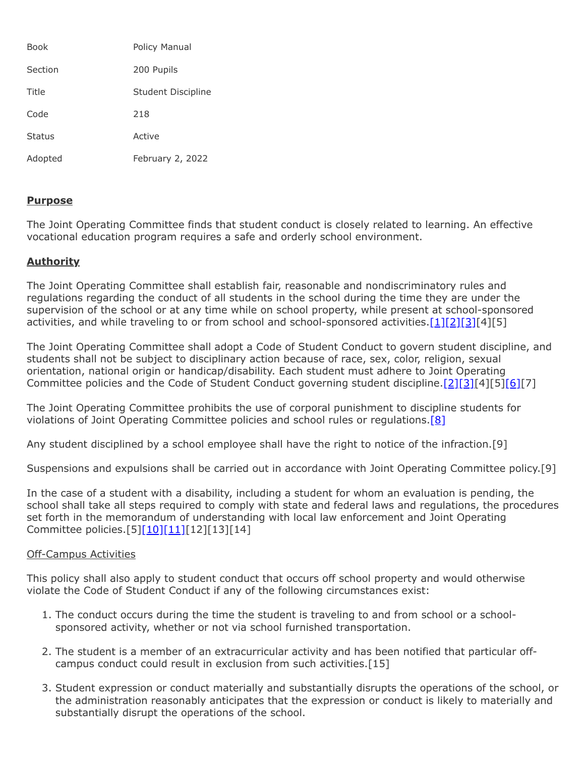| | |
|---|---|
| Book | Policy Manual |
| Section | 200 Pupils |
| Title | Student Discipline |
| Code | 218 |
| Status | Active |
| Adopted | February 2, 2022 |

## Purpose

The Joint Operating Committee finds that student conduct is closely related to learning. An effective vocational education program requires a safe and orderly school environment.

## Authority

The Joint Operating Committee shall establish fair, reasonable and nondiscriminatory rules and regulations regarding the conduct of all students in the school during the time they are under the supervision of the school or at any time while on school property, while present at school-sponsored activities, and while traveling to or from school and school-sponsored activities.[1][2][3][4][5]

The Joint Operating Committee shall adopt a Code of Student Conduct to govern student discipline, and students shall not be subject to disciplinary action because of race, sex, color, religion, sexual orientation, national origin or handicap/disability. Each student must adhere to Joint Operating Committee policies and the Code of Student Conduct governing student discipline.[2][3][4][5][6][7]

The Joint Operating Committee prohibits the use of corporal punishment to discipline students for violations of Joint Operating Committee policies and school rules or regulations.[8]

Any student disciplined by a school employee shall have the right to notice of the infraction.[9]

Suspensions and expulsions shall be carried out in accordance with Joint Operating Committee policy.[9]

In the case of a student with a disability, including a student for whom an evaluation is pending, the school shall take all steps required to comply with state and federal laws and regulations, the procedures set forth in the memorandum of understanding with local law enforcement and Joint Operating Committee policies.[5][10][11][12][13][14]

Off-Campus Activities

This policy shall also apply to student conduct that occurs off school property and would otherwise violate the Code of Student Conduct if any of the following circumstances exist:

1. The conduct occurs during the time the student is traveling to and from school or a school-sponsored activity, whether or not via school furnished transportation.
2. The student is a member of an extracurricular activity and has been notified that particular off-campus conduct could result in exclusion from such activities.[15]
3. Student expression or conduct materially and substantially disrupts the operations of the school, or the administration reasonably anticipates that the expression or conduct is likely to materially and substantially disrupt the operations of the school.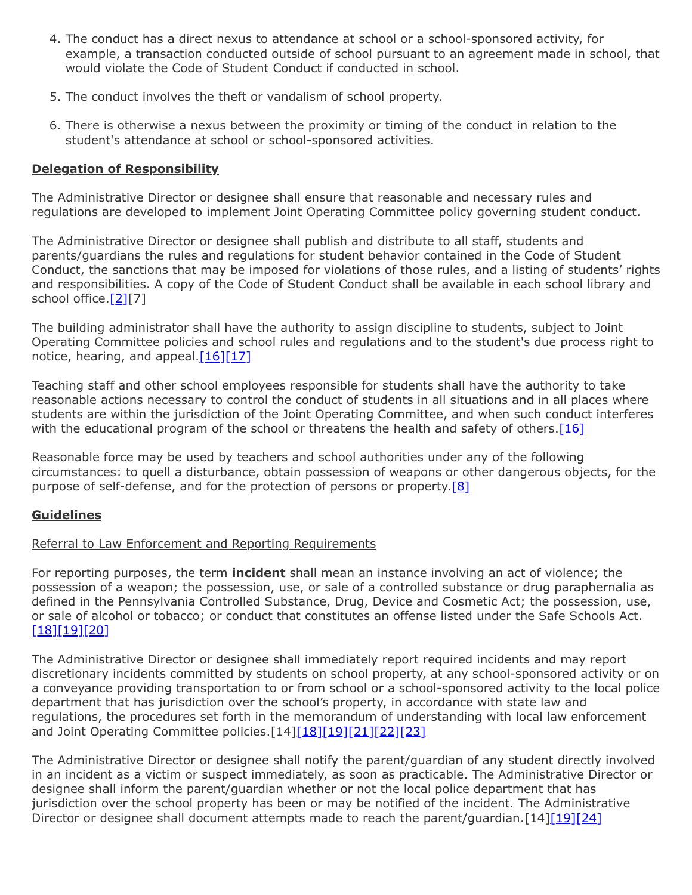4. The conduct has a direct nexus to attendance at school or a school-sponsored activity, for example, a transaction conducted outside of school pursuant to an agreement made in school, that would violate the Code of Student Conduct if conducted in school.
5. The conduct involves the theft or vandalism of school property.
6. There is otherwise a nexus between the proximity or timing of the conduct in relation to the student's attendance at school or school-sponsored activities.

**Delegation of Responsibility**

The Administrative Director or designee shall ensure that reasonable and necessary rules and regulations are developed to implement Joint Operating Committee policy governing student conduct.

The Administrative Director or designee shall publish and distribute to all staff, students and parents/guardians the rules and regulations for student behavior contained in the Code of Student Conduct, the sanctions that may be imposed for violations of those rules, and a listing of students' rights and responsibilities. A copy of the Code of Student Conduct shall be available in each school library and school office.[2][7]

The building administrator shall have the authority to assign discipline to students, subject to Joint Operating Committee policies and school rules and regulations and to the student's due process right to notice, hearing, and appeal.[16][17]

Teaching staff and other school employees responsible for students shall have the authority to take reasonable actions necessary to control the conduct of students in all situations and in all places where students are within the jurisdiction of the Joint Operating Committee, and when such conduct interferes with the educational program of the school or threatens the health and safety of others.[16]

Reasonable force may be used by teachers and school authorities under any of the following circumstances: to quell a disturbance, obtain possession of weapons or other dangerous objects, for the purpose of self-defense, and for the protection of persons or property.[8]

**Guidelines**

Referral to Law Enforcement and Reporting Requirements

For reporting purposes, the term **incident** shall mean an instance involving an act of violence; the possession of a weapon; the possession, use, or sale of a controlled substance or drug paraphernalia as defined in the Pennsylvania Controlled Substance, Drug, Device and Cosmetic Act; the possession, use, or sale of alcohol or tobacco; or conduct that constitutes an offense listed under the Safe Schools Act.[18][19][20]

The Administrative Director or designee shall immediately report required incidents and may report discretionary incidents committed by students on school property, at any school-sponsored activity or on a conveyance providing transportation to or from school or a school-sponsored activity to the local police department that has jurisdiction over the school's property, in accordance with state law and regulations, the procedures set forth in the memorandum of understanding with local law enforcement and Joint Operating Committee policies.[14][18][19][21][22][23]

The Administrative Director or designee shall notify the parent/guardian of any student directly involved in an incident as a victim or suspect immediately, as soon as practicable. The Administrative Director or designee shall inform the parent/guardian whether or not the local police department that has jurisdiction over the school property has been or may be notified of the incident. The Administrative Director or designee shall document attempts made to reach the parent/guardian.[14][19][24]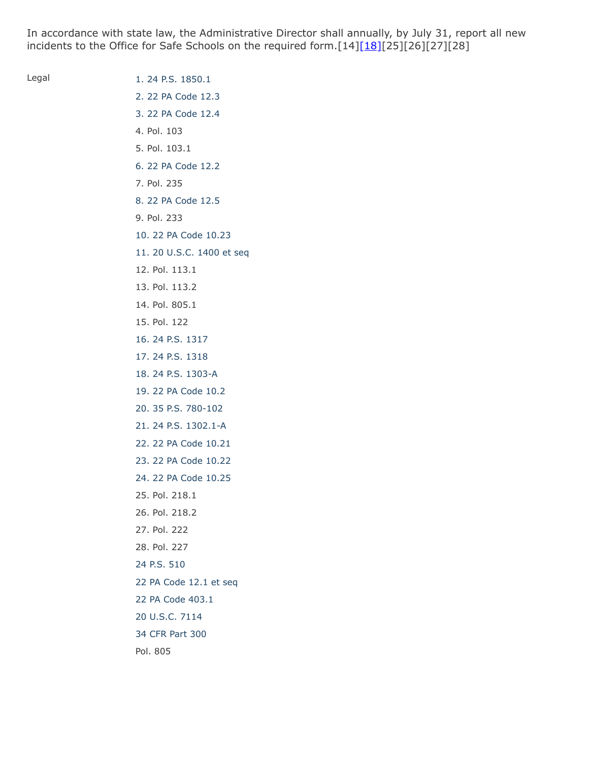In accordance with state law, the Administrative Director shall annually, by July 31, report all new incidents to the Office for Safe Schools on the required form.[14][18][25][26][27][28]

Legal

1. 24 P.S. 1850.1
2. 22 PA Code 12.3
3. 22 PA Code 12.4
4. Pol. 103
5. Pol. 103.1
6. 22 PA Code 12.2
7. Pol. 235
8. 22 PA Code 12.5
9. Pol. 233
10. 22 PA Code 10.23
11. 20 U.S.C. 1400 et seq
12. Pol. 113.1
13. Pol. 113.2
14. Pol. 805.1
15. Pol. 122
16. 24 P.S. 1317
17. 24 P.S. 1318
18. 24 P.S. 1303-A
19. 22 PA Code 10.2
20. 35 P.S. 780-102
21. 24 P.S. 1302.1-A
22. 22 PA Code 10.21
23. 22 PA Code 10.22
24. 22 PA Code 10.25
25. Pol. 218.1
26. Pol. 218.2
27. Pol. 222
28. Pol. 227

24 P.S. 510

22 PA Code 12.1 et seq

22 PA Code 403.1

20 U.S.C. 7114

34 CFR Part 300

Pol. 805